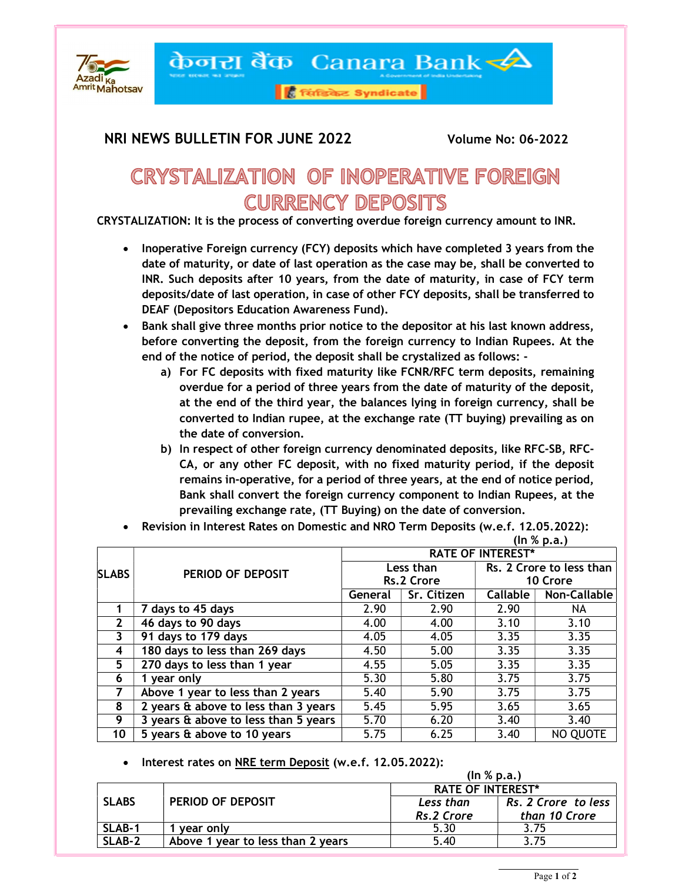केनरा बैंक Canara Bank

सिंडिकेट Syndicate

**NRI NEWS BULLETIN FOR JUNE 2022** **Volume No: 06-2022**

# CRYSTALIZATION OF INOPERATIVE FOREIGN CURRENCY DEPOSITS

**CRYSTALIZATION: It is the process of converting overdue foreign currency amount to INR.**

- **Inoperative Foreign currency (FCY) deposits which have completed 3 years from the date of maturity, or date of last operation as the case may be, shall be converted to INR. Such deposits after 10 years, from the date of maturity, in case of FCY term deposits/date of last operation, in case of other FCY deposits, shall be transferred to DEAF (Depositors Education Awareness Fund).**
- **Bank shall give three months prior notice to the depositor at his last known address, before converting the deposit, from the foreign currency to Indian Rupees. At the end of the notice of period, the deposit shall be crystalized as follows: -**
  - **a) For FC deposits with fixed maturity like FCNR/RFC term deposits, remaining overdue for a period of three years from the date of maturity of the deposit, at the end of the third year, the balances lying in foreign currency, shall be converted to Indian rupee, at the exchange rate (TT buying) prevailing as on the date of conversion.**
  - **b) In respect of other foreign currency denominated deposits, like RFC-SB, RFC-CA, or any other FC deposit, with no fixed maturity period, if the deposit remains in-operative, for a period of three years, at the end of notice period, Bank shall convert the foreign currency component to Indian Rupees, at the prevailing exchange rate, (TT Buying) on the date of conversion.**
- **Revision in Interest Rates on Domestic and NRO Term Deposits (w.e.f. 12.05.2022):**

**(In % p.a.)**

| SLABS | PERIOD OF DEPOSIT | RATE OF INTEREST* | | | |
|---|---|---|---|---|---|
| | | Less than Rs.2 Crore | | Rs. 2 Crore to less than 10 Crore | |
| | | General | Sr. Citizen | Callable | Non-Callable |
| 1 | 7 days to 45 days | 2.90 | 2.90 | 2.90 | NA |
| 2 | 46 days to 90 days | 4.00 | 4.00 | 3.10 | 3.10 |
| 3 | 91 days to 179 days | 4.05 | 4.05 | 3.35 | 3.35 |
| 4 | 180 days to less than 269 days | 4.50 | 5.00 | 3.35 | 3.35 |
| 5 | 270 days to less than 1 year | 4.55 | 5.05 | 3.35 | 3.35 |
| 6 | 1 year only | 5.30 | 5.80 | 3.75 | 3.75 |
| 7 | Above 1 year to less than 2 years | 5.40 | 5.90 | 3.75 | 3.75 |
| 8 | 2 years & above to less than 3 years | 5.45 | 5.95 | 3.65 | 3.65 |
| 9 | 3 years & above to less than 5 years | 5.70 | 6.20 | 3.40 | 3.40 |
| 10 | 5 years & above to 10 years | 5.75 | 6.25 | 3.40 | NO QUOTE |

- **Interest rates on NRE term Deposit (w.e.f. 12.05.2022):**

**(In % p.a.)**

| SLABS | PERIOD OF DEPOSIT | RATE OF INTEREST* | |
|---|---|---|---|
| | | *Less than Rs.2 Crore* | *Rs. 2 Crore to less than 10 Crore* |
| SLAB-1 | 1 year only | 5.30 | 3.75 |
| SLAB-2 | Above 1 year to less than 2 years | 5.40 | 3.75 |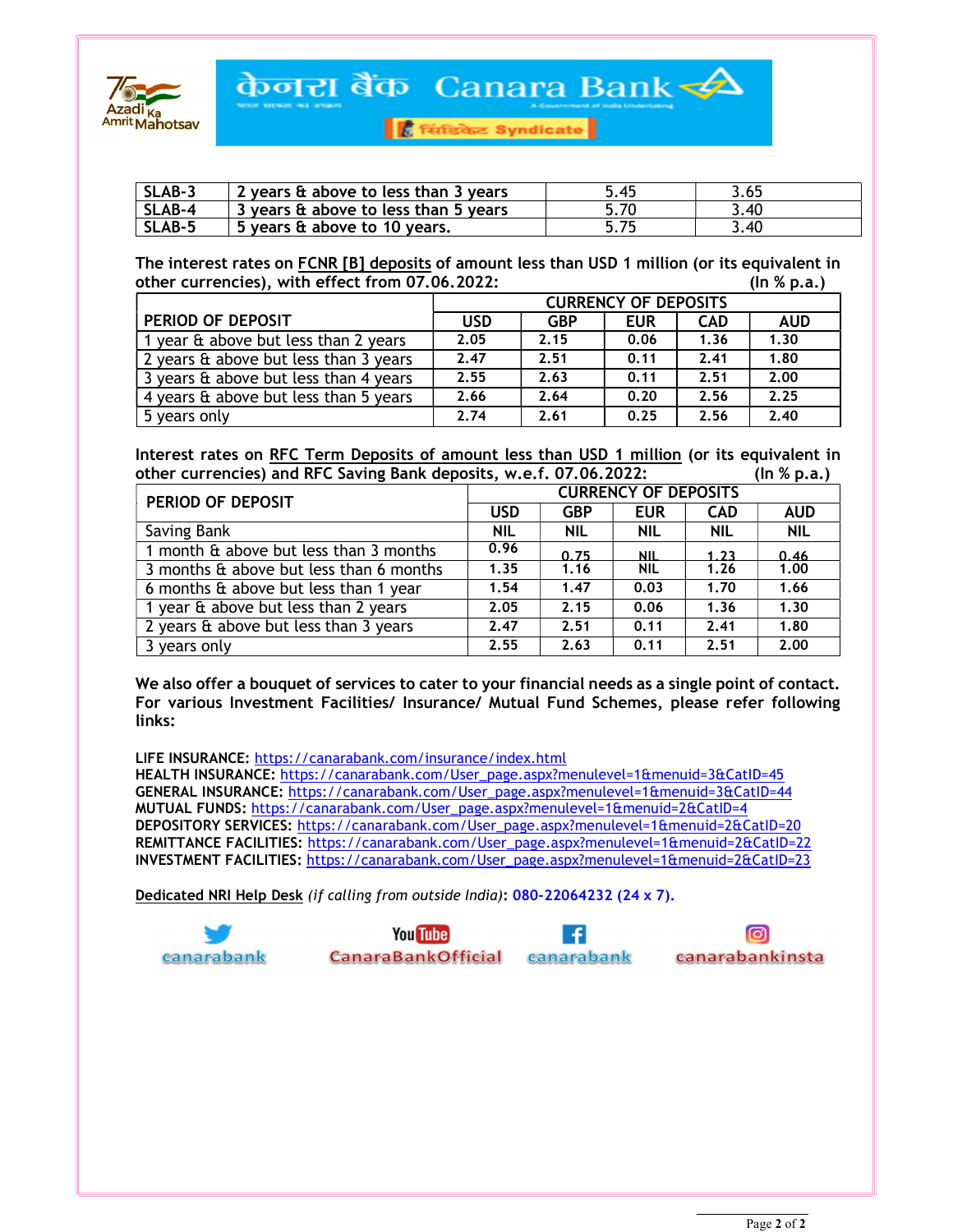| | | | |
|---|---|---|---|
| SLAB-3 | 2 years & above to less than 3 years | 5.45 | 3.65 |
| SLAB-4 | 3 years & above to less than 5 years | 5.70 | 3.40 |
| SLAB-5 | 5 years & above to 10 years. | 5.75 | 3.40 |

**The interest rates on FCNR [B] deposits of amount less than USD 1 million (or its equivalent in other currencies), with effect from 07.06.2022: (In % p.a.)**

| PERIOD OF DEPOSIT | CURRENCY OF DEPOSITS | | | | |
|---|---|---|---|---|---|
| | USD | GBP | EUR | CAD | AUD |
| 1 year & above but less than 2 years | 2.05 | 2.15 | 0.06 | 1.36 | 1.30 |
| 2 years & above but less than 3 years | 2.47 | 2.51 | 0.11 | 2.41 | 1.80 |
| 3 years & above but less than 4 years | 2.55 | 2.63 | 0.11 | 2.51 | 2.00 |
| 4 years & above but less than 5 years | 2.66 | 2.64 | 0.20 | 2.56 | 2.25 |
| 5 years only | 2.74 | 2.61 | 0.25 | 2.56 | 2.40 |

**Interest rates on RFC Term Deposits of amount less than USD 1 million (or its equivalent in other currencies) and RFC Saving Bank deposits, w.e.f. 07.06.2022: (In % p.a.)**

| PERIOD OF DEPOSIT | CURRENCY OF DEPOSITS | | | | |
|---|---|---|---|---|---|
| | USD | GBP | EUR | CAD | AUD |
| Saving Bank | NIL | NIL | NIL | NIL | NIL |
| 1 month & above but less than 3 months | 0.96 | 0.75 | NIL | 1.23 | 0.46 |
| 3 months & above but less than 6 months | 1.35 | 1.16 | NIL | 1.26 | 1.00 |
| 6 months & above but less than 1 year | 1.54 | 1.47 | 0.03 | 1.70 | 1.66 |
| 1 year & above but less than 2 years | 2.05 | 2.15 | 0.06 | 1.36 | 1.30 |
| 2 years & above but less than 3 years | 2.47 | 2.51 | 0.11 | 2.41 | 1.80 |
| 3 years only | 2.55 | 2.63 | 0.11 | 2.51 | 2.00 |

**We also offer a bouquet of services to cater to your financial needs as a single point of contact. For various Investment Facilities/ Insurance/ Mutual Fund Schemes, please refer following links:**

**LIFE INSURANCE:** https://canarabank.com/insurance/index.html
**HEALTH INSURANCE:** https://canarabank.com/User_page.aspx?menulevel=1&menuid=3&CatID=45
**GENERAL INSURANCE:** https://canarabank.com/User_page.aspx?menulevel=1&menuid=3&CatID=44
**MUTUAL FUNDS:** https://canarabank.com/User_page.aspx?menulevel=1&menuid=2&CatID=4
**DEPOSITORY SERVICES:** https://canarabank.com/User_page.aspx?menulevel=1&menuid=2&CatID=20
**REMITTANCE FACILITIES:** https://canarabank.com/User_page.aspx?menulevel=1&menuid=2&CatID=22
**INVESTMENT FACILITIES:** https://canarabank.com/User_page.aspx?menulevel=1&menuid=2&CatID=23

**Dedicated NRI Help Desk** *(if calling from outside India)*: **080-22064232 (24 x 7).**

canarabank | CanaraBankOfficial | canarabank | canarabankinsta